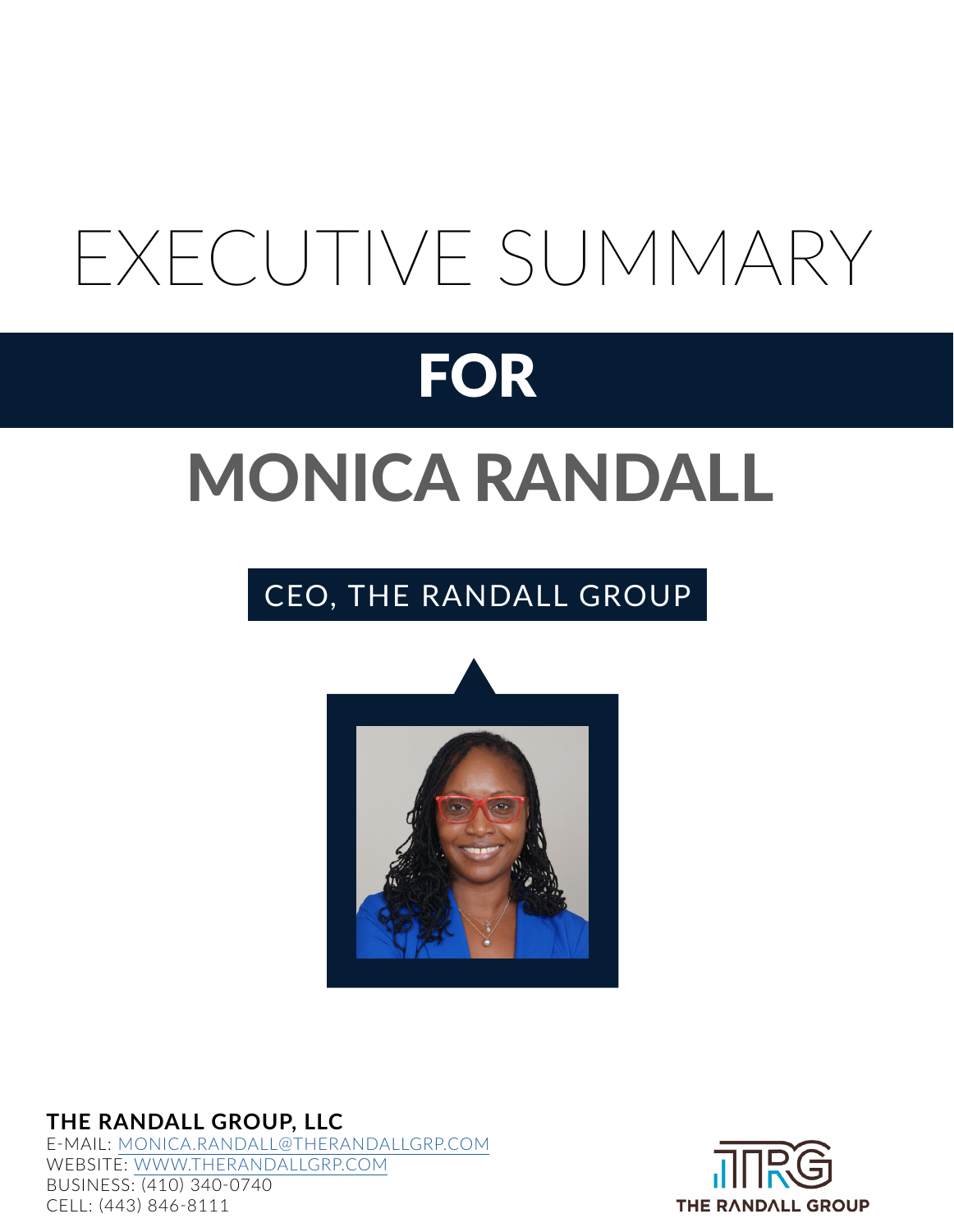# EXECUTIVE SUMMARY

## FOR

# MONICA RANDALL

CEO, THE RANDALL GROUP

**THE RANDALL GROUP, LLC**
E-MAIL: MONICA.RANDALL@THERANDALLGRP.COM
WEBSITE: WWW.THERANDALLGRP.COM
BUSINESS: (410) 340-0740
CELL: (443) 846-8111

THE RANDALL GROUP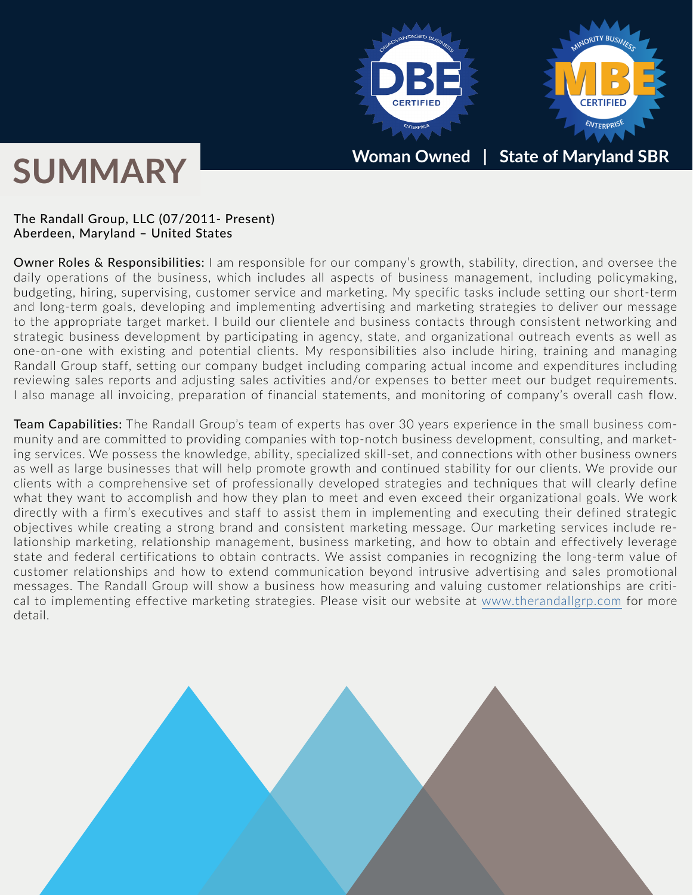Woman Owned | State of Maryland SBR

# SUMMARY

The Randall Group, LLC (07/2011- Present)
Aberdeen, Maryland – United States

**Owner Roles & Responsibilities:** I am responsible for our company's growth, stability, direction, and oversee the daily operations of the business, which includes all aspects of business management, including policymaking, budgeting, hiring, supervising, customer service and marketing. My specific tasks include setting our short-term and long-term goals, developing and implementing advertising and marketing strategies to deliver our message to the appropriate target market. I build our clientele and business contacts through consistent networking and strategic business development by participating in agency, state, and organizational outreach events as well as one-on-one with existing and potential clients. My responsibilities also include hiring, training and managing Randall Group staff, setting our company budget including comparing actual income and expenditures including reviewing sales reports and adjusting sales activities and/or expenses to better meet our budget requirements. I also manage all invoicing, preparation of financial statements, and monitoring of company's overall cash flow.

**Team Capabilities:** The Randall Group's team of experts has over 30 years experience in the small business community and are committed to providing companies with top-notch business development, consulting, and marketing services. We possess the knowledge, ability, specialized skill-set, and connections with other business owners as well as large businesses that will help promote growth and continued stability for our clients. We provide our clients with a comprehensive set of professionally developed strategies and techniques that will clearly define what they want to accomplish and how they plan to meet and even exceed their organizational goals. We work directly with a firm's executives and staff to assist them in implementing and executing their defined strategic objectives while creating a strong brand and consistent marketing message. Our marketing services include relationship marketing, relationship management, business marketing, and how to obtain and effectively leverage state and federal certifications to obtain contracts. We assist companies in recognizing the long-term value of customer relationships and how to extend communication beyond intrusive advertising and sales promotional messages. The Randall Group will show a business how measuring and valuing customer relationships are critical to implementing effective marketing strategies. Please visit our website at www.therandallgrp.com for more detail.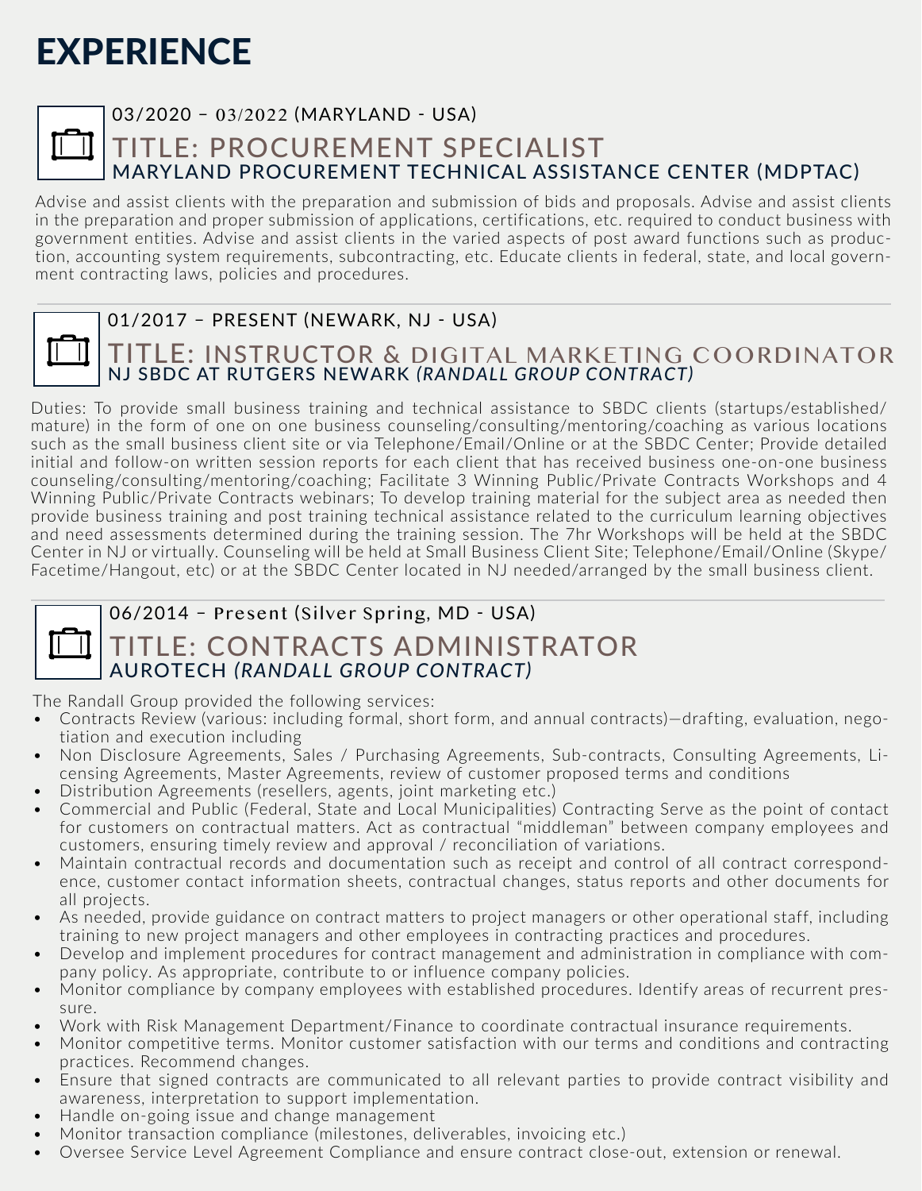# EXPERIENCE

03/2020 – 03/2022 (MARYLAND - USA)

## TITLE: PROCUREMENT SPECIALIST

### MARYLAND PROCUREMENT TECHNICAL ASSISTANCE CENTER (MDPTAC)

Advise and assist clients with the preparation and submission of bids and proposals. Advise and assist clients in the preparation and proper submission of applications, certifications, etc. required to conduct business with government entities. Advise and assist clients in the varied aspects of post award functions such as production, accounting system requirements, subcontracting, etc. Educate clients in federal, state, and local government contracting laws, policies and procedures.

---

01/2017 – PRESENT (NEWARK, NJ - USA)

## TITLE: INSTRUCTOR & DIGITAL MARKETING COORDINATOR

### NJ SBDC AT RUTGERS NEWARK *(RANDALL GROUP CONTRACT)*

Duties: To provide small business training and technical assistance to SBDC clients (startups/established/mature) in the form of one on one business counseling/consulting/mentoring/coaching as various locations such as the small business client site or via Telephone/Email/Online or at the SBDC Center; Provide detailed initial and follow-on written session reports for each client that has received business one-on-one business counseling/consulting/mentoring/coaching; Facilitate 3 Winning Public/Private Contracts Workshops and 4 Winning Public/Private Contracts webinars; To develop training material for the subject area as needed then provide business training and post training technical assistance related to the curriculum learning objectives and need assessments determined during the training session. The 7hr Workshops will be held at the SBDC Center in NJ or virtually. Counseling will be held at Small Business Client Site; Telephone/Email/Online (Skype/Facetime/Hangout, etc) or at the SBDC Center located in NJ needed/arranged by the small business client.

---

06/2014 – Present (Silver Spring, MD - USA)

## TITLE: CONTRACTS ADMINISTRATOR

### AUROTECH *(RANDALL GROUP CONTRACT)*

The Randall Group provided the following services:

- Contracts Review (various: including formal, short form, and annual contracts)—drafting, evaluation, negotiation and execution including
- Non Disclosure Agreements, Sales / Purchasing Agreements, Sub-contracts, Consulting Agreements, Licensing Agreements, Master Agreements, review of customer proposed terms and conditions
- Distribution Agreements (resellers, agents, joint marketing etc.)
- Commercial and Public (Federal, State and Local Municipalities) Contracting Serve as the point of contact for customers on contractual matters. Act as contractual "middleman" between company employees and customers, ensuring timely review and approval / reconciliation of variations.
- Maintain contractual records and documentation such as receipt and control of all contract correspondence, customer contact information sheets, contractual changes, status reports and other documents for all projects.
- As needed, provide guidance on contract matters to project managers or other operational staff, including training to new project managers and other employees in contracting practices and procedures.
- Develop and implement procedures for contract management and administration in compliance with company policy. As appropriate, contribute to or influence company policies.
- Monitor compliance by company employees with established procedures. Identify areas of recurrent pressure.
- Work with Risk Management Department/Finance to coordinate contractual insurance requirements.
- Monitor competitive terms. Monitor customer satisfaction with our terms and conditions and contracting practices. Recommend changes.
- Ensure that signed contracts are communicated to all relevant parties to provide contract visibility and awareness, interpretation to support implementation.
- Handle on-going issue and change management
- Monitor transaction compliance (milestones, deliverables, invoicing etc.)
- Oversee Service Level Agreement Compliance and ensure contract close-out, extension or renewal.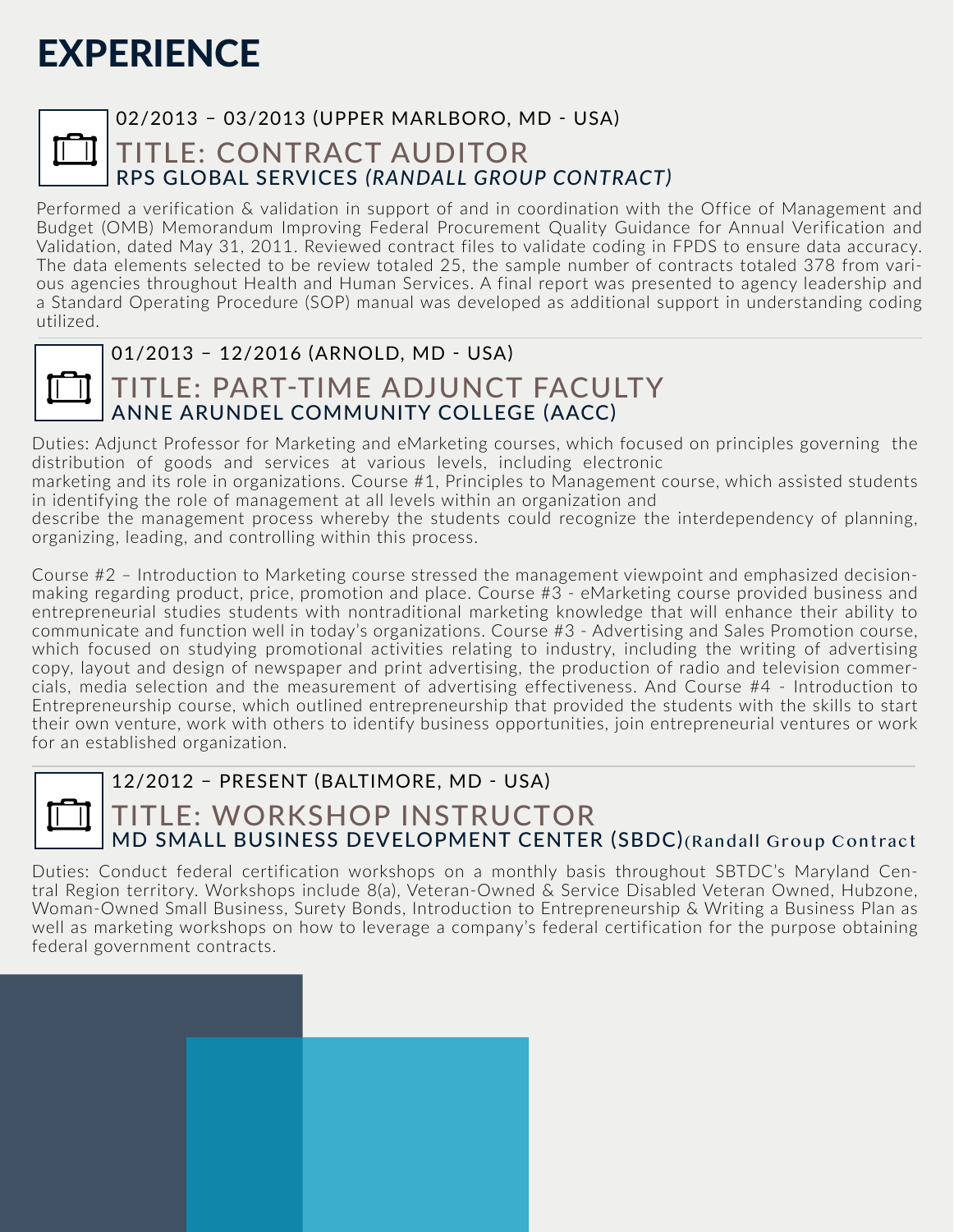# EXPERIENCE

02/2013 – 03/2013 (UPPER MARLBORO, MD - USA)

## TITLE: CONTRACT AUDITOR

### RPS GLOBAL SERVICES *(RANDALL GROUP CONTRACT)*

Performed a verification & validation in support of and in coordination with the Office of Management and Budget (OMB) Memorandum Improving Federal Procurement Quality Guidance for Annual Verification and Validation, dated May 31, 2011. Reviewed contract files to validate coding in FPDS to ensure data accuracy. The data elements selected to be review totaled 25, the sample number of contracts totaled 378 from various agencies throughout Health and Human Services. A final report was presented to agency leadership and a Standard Operating Procedure (SOP) manual was developed as additional support in understanding coding utilized.

01/2013 – 12/2016 (ARNOLD, MD - USA)

## TITLE: PART-TIME ADJUNCT FACULTY

### ANNE ARUNDEL COMMUNITY COLLEGE (AACC)

Duties: Adjunct Professor for Marketing and eMarketing courses, which focused on principles governing the distribution of goods and services at various levels, including electronic marketing and its role in organizations. Course #1, Principles to Management course, which assisted students in identifying the role of management at all levels within an organization and describe the management process whereby the students could recognize the interdependency of planning, organizing, leading, and controlling within this process.

Course #2 – Introduction to Marketing course stressed the management viewpoint and emphasized decision-making regarding product, price, promotion and place. Course #3 - eMarketing course provided business and entrepreneurial studies students with nontraditional marketing knowledge that will enhance their ability to communicate and function well in today's organizations. Course #3 - Advertising and Sales Promotion course, which focused on studying promotional activities relating to industry, including the writing of advertising copy, layout and design of newspaper and print advertising, the production of radio and television commercials, media selection and the measurement of advertising effectiveness. And Course #4 - Introduction to Entrepreneurship course, which outlined entrepreneurship that provided the students with the skills to start their own venture, work with others to identify business opportunities, join entrepreneurial ventures or work for an established organization.

12/2012 – PRESENT (BALTIMORE, MD - USA)

## TITLE: WORKSHOP INSTRUCTOR

### MD SMALL BUSINESS DEVELOPMENT CENTER (SBDC)(Randall Group Contract

Duties: Conduct federal certification workshops on a monthly basis throughout SBTDC's Maryland Central Region territory. Workshops include 8(a), Veteran-Owned & Service Disabled Veteran Owned, Hubzone, Woman-Owned Small Business, Surety Bonds, Introduction to Entrepreneurship & Writing a Business Plan as well as marketing workshops on how to leverage a company's federal certification for the purpose obtaining federal government contracts.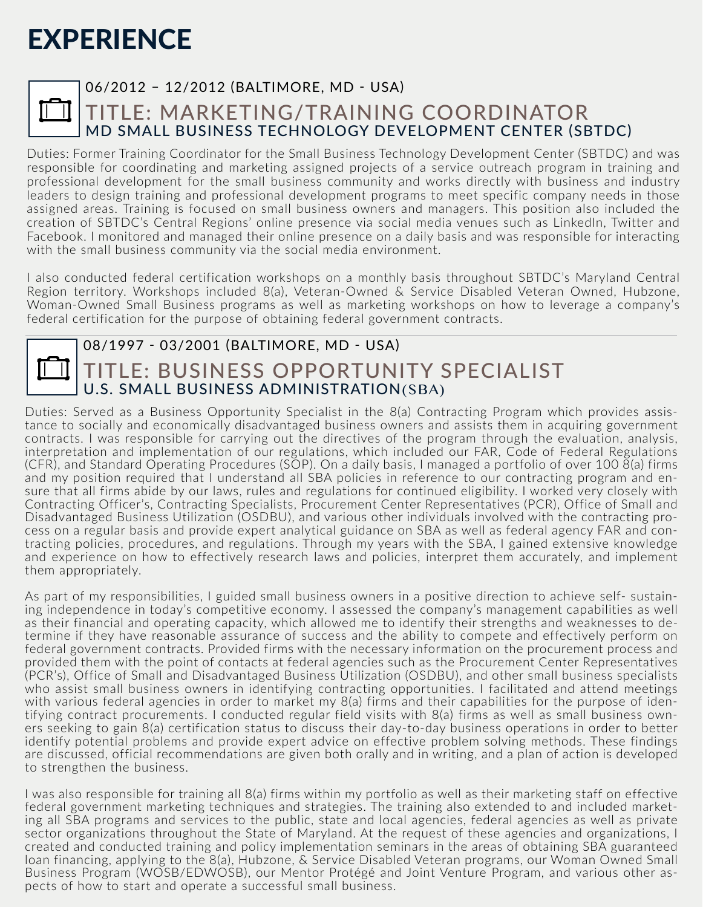# EXPERIENCE

06/2012 – 12/2012 (BALTIMORE, MD - USA)

## TITLE: MARKETING/TRAINING COORDINATOR

### MD SMALL BUSINESS TECHNOLOGY DEVELOPMENT CENTER (SBTDC)

Duties: Former Training Coordinator for the Small Business Technology Development Center (SBTDC) and was responsible for coordinating and marketing assigned projects of a service outreach program in training and professional development for the small business community and works directly with business and industry leaders to design training and professional development programs to meet specific company needs in those assigned areas. Training is focused on small business owners and managers. This position also included the creation of SBTDC's Central Regions' online presence via social media venues such as LinkedIn, Twitter and Facebook. I monitored and managed their online presence on a daily basis and was responsible for interacting with the small business community via the social media environment.

I also conducted federal certification workshops on a monthly basis throughout SBTDC's Maryland Central Region territory. Workshops included 8(a), Veteran-Owned & Service Disabled Veteran Owned, Hubzone, Woman-Owned Small Business programs as well as marketing workshops on how to leverage a company's federal certification for the purpose of obtaining federal government contracts.

08/1997 - 03/2001 (BALTIMORE, MD - USA)

## TITLE: BUSINESS OPPORTUNITY SPECIALIST

### U.S. SMALL BUSINESS ADMINISTRATION(SBA)

Duties: Served as a Business Opportunity Specialist in the 8(a) Contracting Program which provides assistance to socially and economically disadvantaged business owners and assists them in acquiring government contracts. I was responsible for carrying out the directives of the program through the evaluation, analysis, interpretation and implementation of our regulations, which included our FAR, Code of Federal Regulations (CFR), and Standard Operating Procedures (SOP). On a daily basis, I managed a portfolio of over 100 8(a) firms and my position required that I understand all SBA policies in reference to our contracting program and ensure that all firms abide by our laws, rules and regulations for continued eligibility. I worked very closely with Contracting Officer's, Contracting Specialists, Procurement Center Representatives (PCR), Office of Small and Disadvantaged Business Utilization (OSDBU), and various other individuals involved with the contracting process on a regular basis and provide expert analytical guidance on SBA as well as federal agency FAR and contracting policies, procedures, and regulations. Through my years with the SBA, I gained extensive knowledge and experience on how to effectively research laws and policies, interpret them accurately, and implement them appropriately.

As part of my responsibilities, I guided small business owners in a positive direction to achieve self- sustaining independence in today's competitive economy. I assessed the company's management capabilities as well as their financial and operating capacity, which allowed me to identify their strengths and weaknesses to determine if they have reasonable assurance of success and the ability to compete and effectively perform on federal government contracts. Provided firms with the necessary information on the procurement process and provided them with the point of contacts at federal agencies such as the Procurement Center Representatives (PCR's), Office of Small and Disadvantaged Business Utilization (OSDBU), and other small business specialists who assist small business owners in identifying contracting opportunities. I facilitated and attend meetings with various federal agencies in order to market my 8(a) firms and their capabilities for the purpose of identifying contract procurements. I conducted regular field visits with 8(a) firms as well as small business owners seeking to gain 8(a) certification status to discuss their day-to-day business operations in order to better identify potential problems and provide expert advice on effective problem solving methods. These findings are discussed, official recommendations are given both orally and in writing, and a plan of action is developed to strengthen the business.

I was also responsible for training all 8(a) firms within my portfolio as well as their marketing staff on effective federal government marketing techniques and strategies. The training also extended to and included marketing all SBA programs and services to the public, state and local agencies, federal agencies as well as private sector organizations throughout the State of Maryland. At the request of these agencies and organizations, I created and conducted training and policy implementation seminars in the areas of obtaining SBA guaranteed loan financing, applying to the 8(a), Hubzone, & Service Disabled Veteran programs, our Woman Owned Small Business Program (WOSB/EDWOSB), our Mentor Protégé and Joint Venture Program, and various other aspects of how to start and operate a successful small business.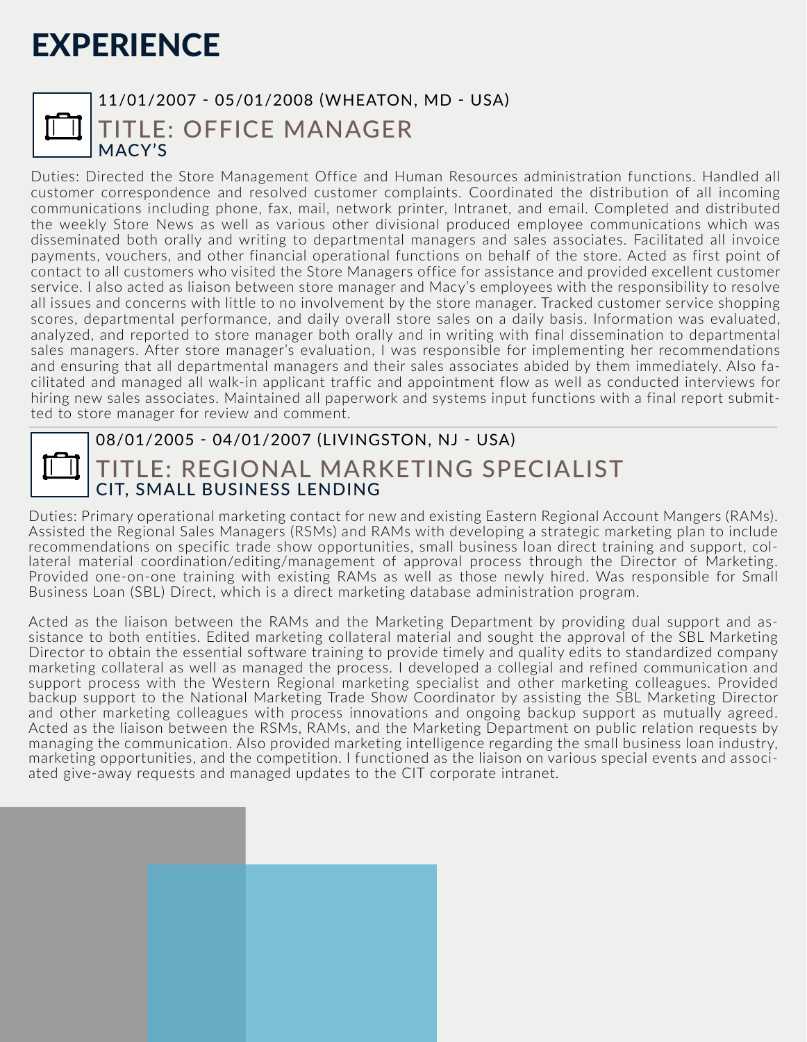# EXPERIENCE

11/01/2007 - 05/01/2008 (WHEATON, MD - USA)

## TITLE: OFFICE MANAGER

### MACY'S

Duties: Directed the Store Management Office and Human Resources administration functions. Handled all customer correspondence and resolved customer complaints. Coordinated the distribution of all incoming communications including phone, fax, mail, network printer, Intranet, and email. Completed and distributed the weekly Store News as well as various other divisional produced employee communications which was disseminated both orally and writing to departmental managers and sales associates. Facilitated all invoice payments, vouchers, and other financial operational functions on behalf of the store. Acted as first point of contact to all customers who visited the Store Managers office for assistance and provided excellent customer service. I also acted as liaison between store manager and Macy's employees with the responsibility to resolve all issues and concerns with little to no involvement by the store manager. Tracked customer service shopping scores, departmental performance, and daily overall store sales on a daily basis. Information was evaluated, analyzed, and reported to store manager both orally and in writing with final dissemination to departmental sales managers. After store manager's evaluation, I was responsible for implementing her recommendations and ensuring that all departmental managers and their sales associates abided by them immediately. Also facilitated and managed all walk-in applicant traffic and appointment flow as well as conducted interviews for hiring new sales associates. Maintained all paperwork and systems input functions with a final report submitted to store manager for review and comment.

---

08/01/2005 - 04/01/2007 (LIVINGSTON, NJ - USA)

## TITLE: REGIONAL MARKETING SPECIALIST

### CIT, SMALL BUSINESS LENDING

Duties: Primary operational marketing contact for new and existing Eastern Regional Account Mangers (RAMs). Assisted the Regional Sales Managers (RSMs) and RAMs with developing a strategic marketing plan to include recommendations on specific trade show opportunities, small business loan direct training and support, collateral material coordination/editing/management of approval process through the Director of Marketing. Provided one-on-one training with existing RAMs as well as those newly hired. Was responsible for Small Business Loan (SBL) Direct, which is a direct marketing database administration program.

Acted as the liaison between the RAMs and the Marketing Department by providing dual support and assistance to both entities. Edited marketing collateral material and sought the approval of the SBL Marketing Director to obtain the essential software training to provide timely and quality edits to standardized company marketing collateral as well as managed the process. I developed a collegial and refined communication and support process with the Western Regional marketing specialist and other marketing colleagues. Provided backup support to the National Marketing Trade Show Coordinator by assisting the SBL Marketing Director and other marketing colleagues with process innovations and ongoing backup support as mutually agreed. Acted as the liaison between the RSMs, RAMs, and the Marketing Department on public relation requests by managing the communication. Also provided marketing intelligence regarding the small business loan industry, marketing opportunities, and the competition. I functioned as the liaison on various special events and associated give-away requests and managed updates to the CIT corporate intranet.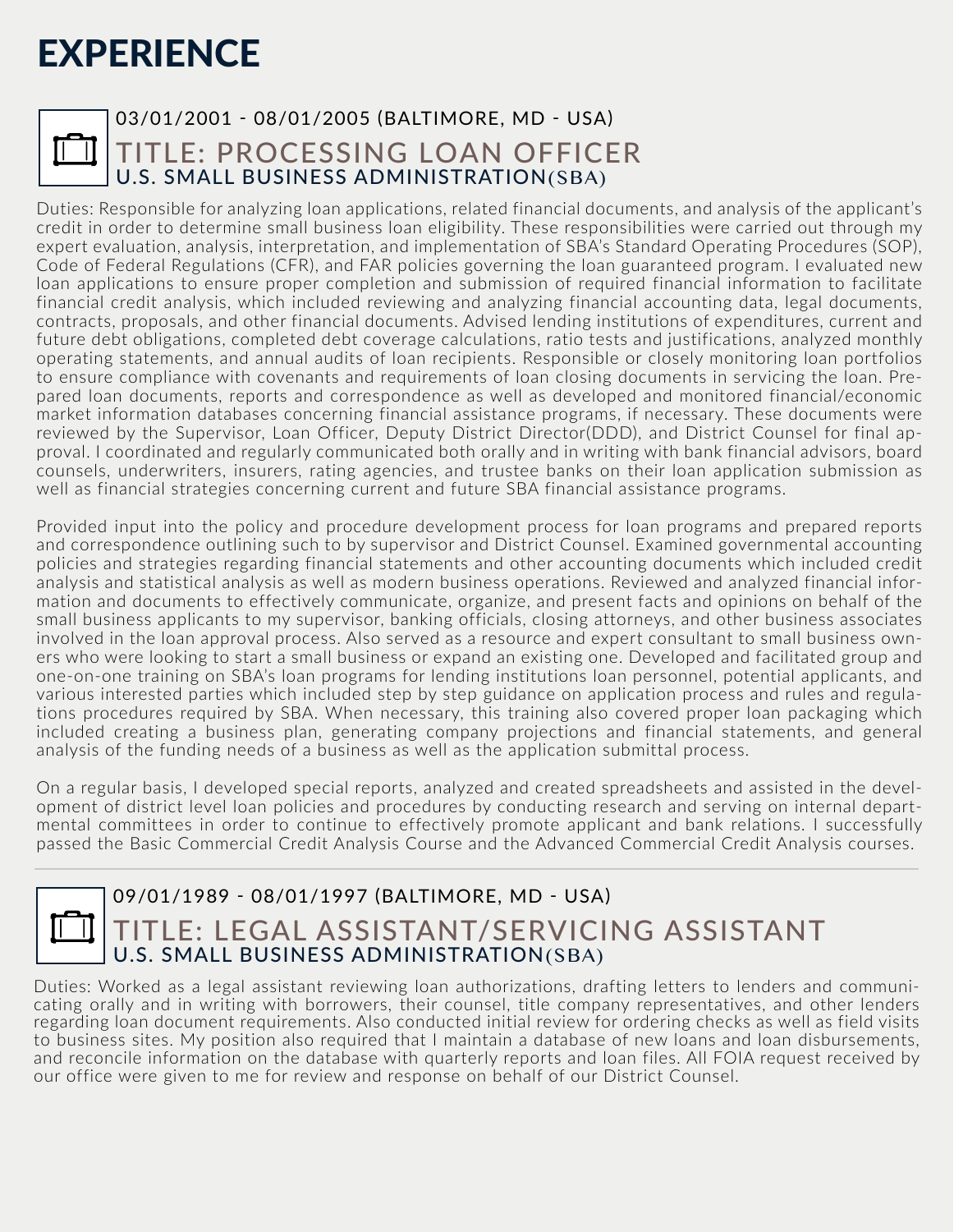# EXPERIENCE

03/01/2001 - 08/01/2005 (BALTIMORE, MD - USA)

## TITLE: PROCESSING LOAN OFFICER

### U.S. SMALL BUSINESS ADMINISTRATION(SBA)

Duties: Responsible for analyzing loan applications, related financial documents, and analysis of the applicant's credit in order to determine small business loan eligibility. These responsibilities were carried out through my expert evaluation, analysis, interpretation, and implementation of SBA's Standard Operating Procedures (SOP), Code of Federal Regulations (CFR), and FAR policies governing the loan guaranteed program. I evaluated new loan applications to ensure proper completion and submission of required financial information to facilitate financial credit analysis, which included reviewing and analyzing financial accounting data, legal documents, contracts, proposals, and other financial documents. Advised lending institutions of expenditures, current and future debt obligations, completed debt coverage calculations, ratio tests and justifications, analyzed monthly operating statements, and annual audits of loan recipients. Responsible or closely monitoring loan portfolios to ensure compliance with covenants and requirements of loan closing documents in servicing the loan. Prepared loan documents, reports and correspondence as well as developed and monitored financial/economic market information databases concerning financial assistance programs, if necessary. These documents were reviewed by the Supervisor, Loan Officer, Deputy District Director(DDD), and District Counsel for final approval. I coordinated and regularly communicated both orally and in writing with bank financial advisors, board counsels, underwriters, insurers, rating agencies, and trustee banks on their loan application submission as well as financial strategies concerning current and future SBA financial assistance programs.

Provided input into the policy and procedure development process for loan programs and prepared reports and correspondence outlining such to by supervisor and District Counsel. Examined governmental accounting policies and strategies regarding financial statements and other accounting documents which included credit analysis and statistical analysis as well as modern business operations. Reviewed and analyzed financial information and documents to effectively communicate, organize, and present facts and opinions on behalf of the small business applicants to my supervisor, banking officials, closing attorneys, and other business associates involved in the loan approval process. Also served as a resource and expert consultant to small business owners who were looking to start a small business or expand an existing one. Developed and facilitated group and one-on-one training on SBA's loan programs for lending institutions loan personnel, potential applicants, and various interested parties which included step by step guidance on application process and rules and regulations procedures required by SBA. When necessary, this training also covered proper loan packaging which included creating a business plan, generating company projections and financial statements, and general analysis of the funding needs of a business as well as the application submittal process.

On a regular basis, I developed special reports, analyzed and created spreadsheets and assisted in the development of district level loan policies and procedures by conducting research and serving on internal departmental committees in order to continue to effectively promote applicant and bank relations. I successfully passed the Basic Commercial Credit Analysis Course and the Advanced Commercial Credit Analysis courses.

---

09/01/1989 - 08/01/1997 (BALTIMORE, MD - USA)

## TITLE: LEGAL ASSISTANT/SERVICING ASSISTANT

### U.S. SMALL BUSINESS ADMINISTRATION(SBA)

Duties: Worked as a legal assistant reviewing loan authorizations, drafting letters to lenders and communicating orally and in writing with borrowers, their counsel, title company representatives, and other lenders regarding loan document requirements. Also conducted initial review for ordering checks as well as field visits to business sites. My position also required that I maintain a database of new loans and loan disbursements, and reconcile information on the database with quarterly reports and loan files. All FOIA request received by our office were given to me for review and response on behalf of our District Counsel.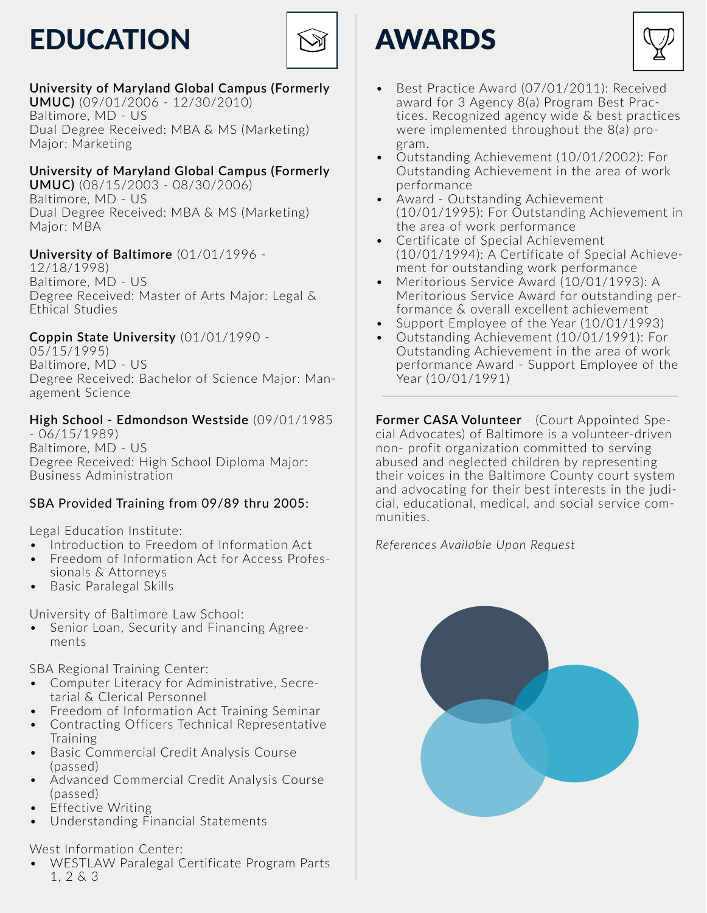# EDUCATION

**University of Maryland Global Campus (Formerly UMUC)** (09/01/2006 - 12/30/2010)
Baltimore, MD - US
Dual Degree Received: MBA & MS (Marketing)
Major: Marketing

**University of Maryland Global Campus (Formerly UMUC)** (08/15/2003 - 08/30/2006)
Baltimore, MD - US
Dual Degree Received: MBA & MS (Marketing)
Major: MBA

**University of Baltimore** (01/01/1996 - 12/18/1998)
Baltimore, MD - US
Degree Received: Master of Arts Major: Legal & Ethical Studies

**Coppin State University** (01/01/1990 - 05/15/1995)
Baltimore, MD - US
Degree Received: Bachelor of Science Major: Management Science

**High School - Edmondson Westside** (09/01/1985 - 06/15/1989)
Baltimore, MD - US
Degree Received: High School Diploma Major: Business Administration

SBA Provided Training from 09/89 thru 2005:

Legal Education Institute:

- Introduction to Freedom of Information Act
- Freedom of Information Act for Access Professionals & Attorneys
- Basic Paralegal Skills

University of Baltimore Law School:

- Senior Loan, Security and Financing Agreements

SBA Regional Training Center:

- Computer Literacy for Administrative, Secretarial & Clerical Personnel
- Freedom of Information Act Training Seminar
- Contracting Officers Technical Representative Training
- Basic Commercial Credit Analysis Course (passed)
- Advanced Commercial Credit Analysis Course (passed)
- Effective Writing
- Understanding Financial Statements

West Information Center:

- WESTLAW Paralegal Certificate Program Parts 1, 2 & 3

# AWARDS

- Best Practice Award (07/01/2011): Received award for 3 Agency 8(a) Program Best Practices. Recognized agency wide & best practices were implemented throughout the 8(a) program.
- Outstanding Achievement (10/01/2002): For Outstanding Achievement in the area of work performance
- Award - Outstanding Achievement (10/01/1995): For Outstanding Achievement in the area of work performance
- Certificate of Special Achievement (10/01/1994): A Certificate of Special Achievement for outstanding work performance
- Meritorious Service Award (10/01/1993): A Meritorious Service Award for outstanding performance & overall excellent achievement
- Support Employee of the Year (10/01/1993)
- Outstanding Achievement (10/01/1991): For Outstanding Achievement in the area of work performance Award - Support Employee of the Year (10/01/1991)

**Former CASA Volunteer** - (Court Appointed Special Advocates) of Baltimore is a volunteer-driven non- profit organization committed to serving abused and neglected children by representing their voices in the Baltimore County court system and advocating for their best interests in the judicial, educational, medical, and social service communities.

*References Available Upon Request*